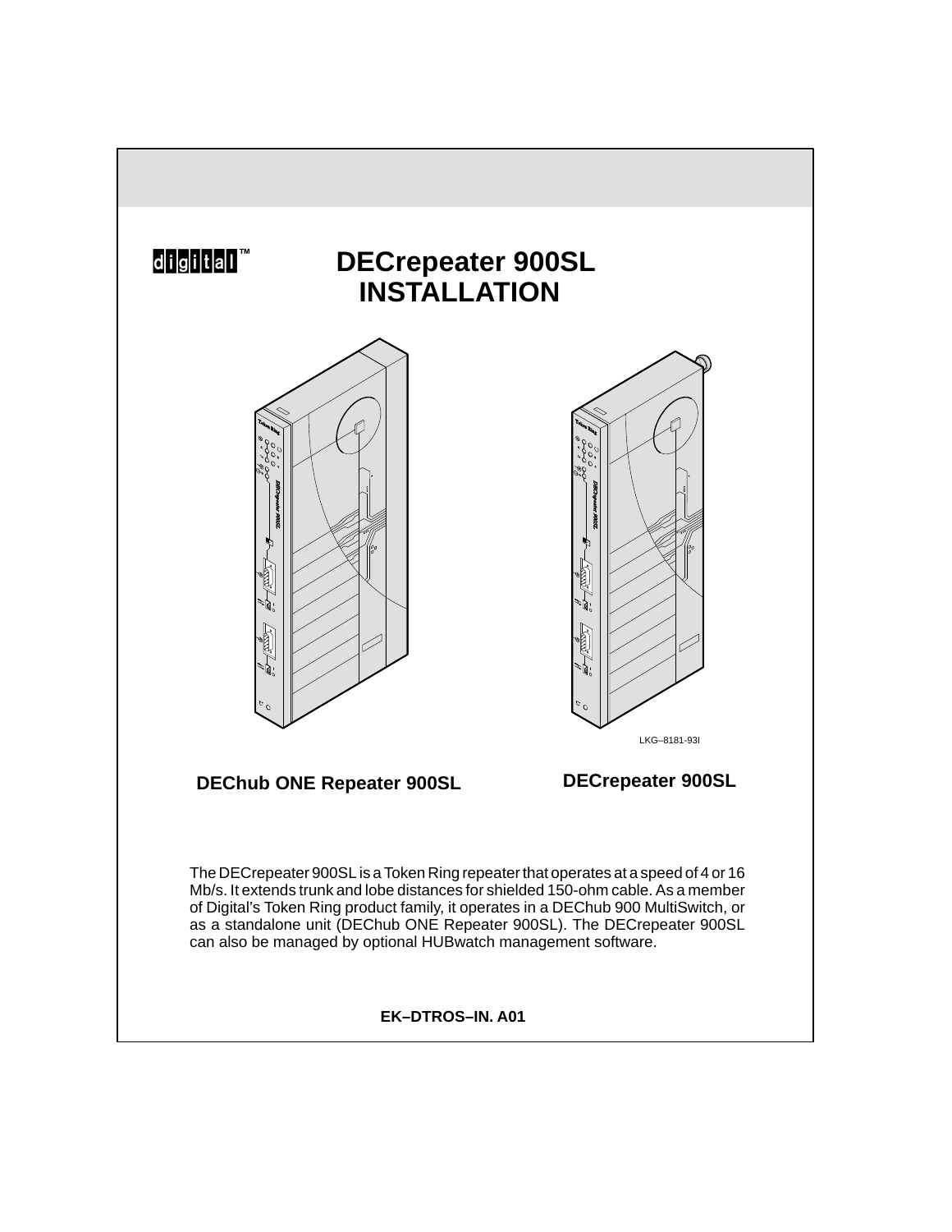digital™

# DECrepeater 900SL INSTALLATION

LKG–8181-93I

**DEChub ONE Repeater 900SL** **DECrepeater 900SL**

The DECrepeater 900SL is a Token Ring repeater that operates at a speed of 4 or 16 Mb/s. It extends trunk and lobe distances for shielded 150-ohm cable. As a member of Digital's Token Ring product family, it operates in a DEChub 900 MultiSwitch, or as a standalone unit (DEChub ONE Repeater 900SL). The DECrepeater 900SL can also be managed by optional HUBwatch management software.

**EK–DTROS–IN. A01**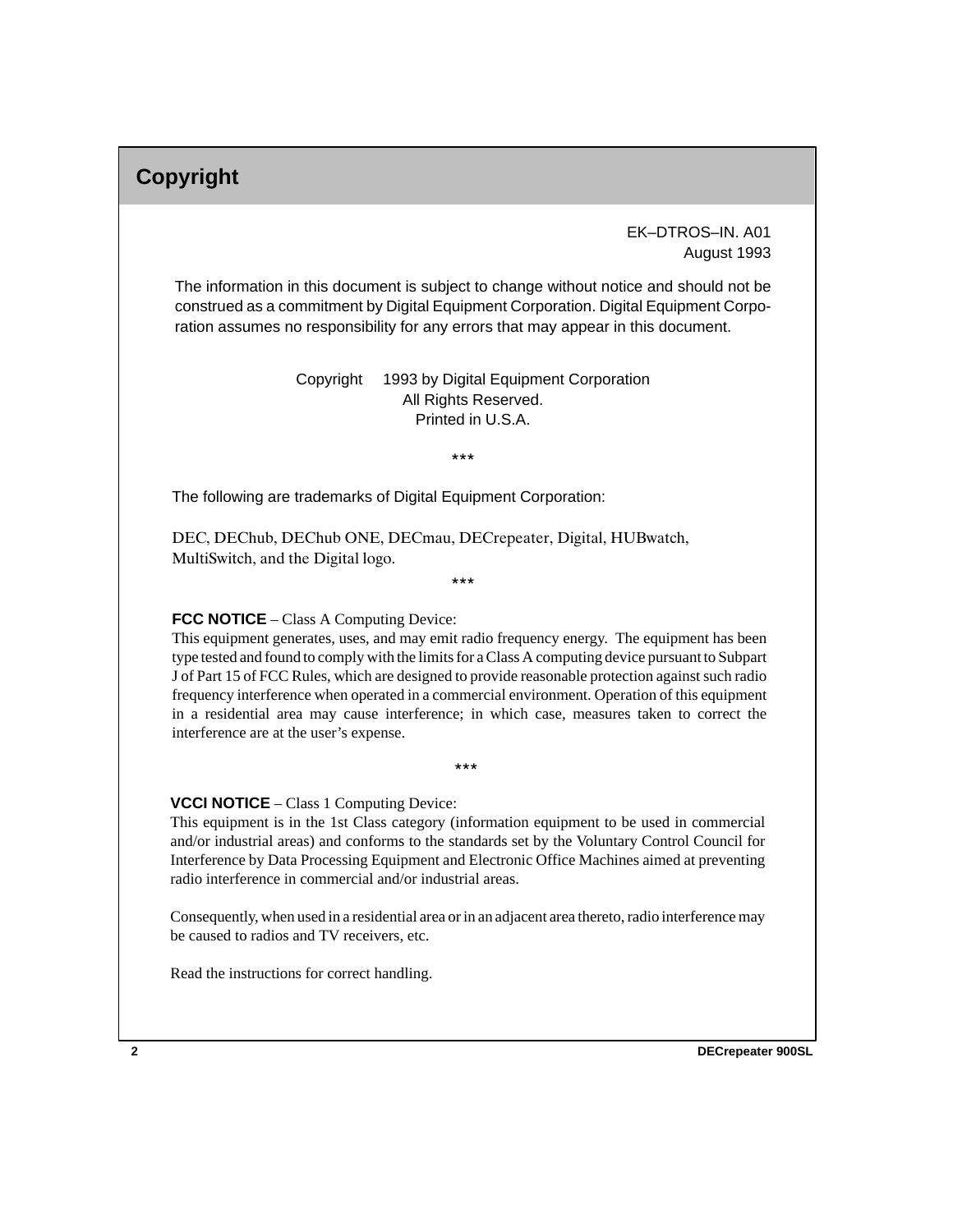# Copyright

EK–DTROS–IN. A01
August 1993

The information in this document is subject to change without notice and should not be construed as a commitment by Digital Equipment Corporation. Digital Equipment Corporation assumes no responsibility for any errors that may appear in this document.

Copyright  1993 by Digital Equipment Corporation
All Rights Reserved.
Printed in U.S.A.

***

The following are trademarks of Digital Equipment Corporation:

DEC, DEChub, DEChub ONE, DECmau, DECrepeater, Digital, HUBwatch, MultiSwitch, and the Digital logo.

***

**FCC NOTICE** – Class A Computing Device:
This equipment generates, uses, and may emit radio frequency energy. The equipment has been type tested and found to comply with the limits for a Class A computing device pursuant to Subpart J of Part 15 of FCC Rules, which are designed to provide reasonable protection against such radio frequency interference when operated in a commercial environment. Operation of this equipment in a residential area may cause interference; in which case, measures taken to correct the interference are at the user's expense.

***

**VCCI NOTICE** – Class 1 Computing Device:
This equipment is in the 1st Class category (information equipment to be used in commercial and/or industrial areas) and conforms to the standards set by the Voluntary Control Council for Interference by Data Processing Equipment and Electronic Office Machines aimed at preventing radio interference in commercial and/or industrial areas.

Consequently, when used in a residential area or in an adjacent area thereto, radio interference may be caused to radios and TV receivers, etc.

Read the instructions for correct handling.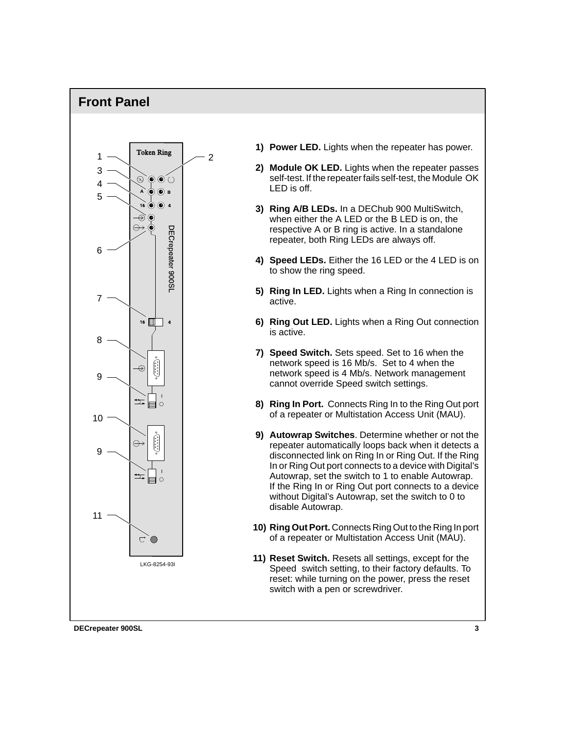## Front Panel

1) **Power LED.** Lights when the repeater has power.

2) **Module OK LED.** Lights when the repeater passes self-test. If the repeater fails self-test, the Module OK LED is off.

3) **Ring A/B LEDs.** In a DEChub 900 MultiSwitch, when either the A LED or the B LED is on, the respective A or B ring is active. In a standalone repeater, both Ring LEDs are always off.

4) **Speed LEDs.** Either the 16 LED or the 4 LED is on to show the ring speed.

5) **Ring In LED.** Lights when a Ring In connection is active.

6) **Ring Out LED.** Lights when a Ring Out connection is active.

7) **Speed Switch.** Sets speed. Set to 16 when the network speed is 16 Mb/s. Set to 4 when the network speed is 4 Mb/s. Network management cannot override Speed switch settings.

8) **Ring In Port.** Connects Ring In to the Ring Out port of a repeater or Multistation Access Unit (MAU).

9) **Autowrap Switches**. Determine whether or not the repeater automatically loops back when it detects a disconnected link on Ring In or Ring Out. If the Ring In or Ring Out port connects to a device with Digital's Autowrap, set the switch to 1 to enable Autowrap. If the Ring In or Ring Out port connects to a device without Digital's Autowrap, set the switch to 0 to disable Autowrap.

10) **Ring Out Port.** Connects Ring Out to the Ring In port of a repeater or Multistation Access Unit (MAU).

11) **Reset Switch.** Resets all settings, except for the Speed switch setting, to their factory defaults. To reset: while turning on the power, press the reset switch with a pen or screwdriver.

LKG-8254-93I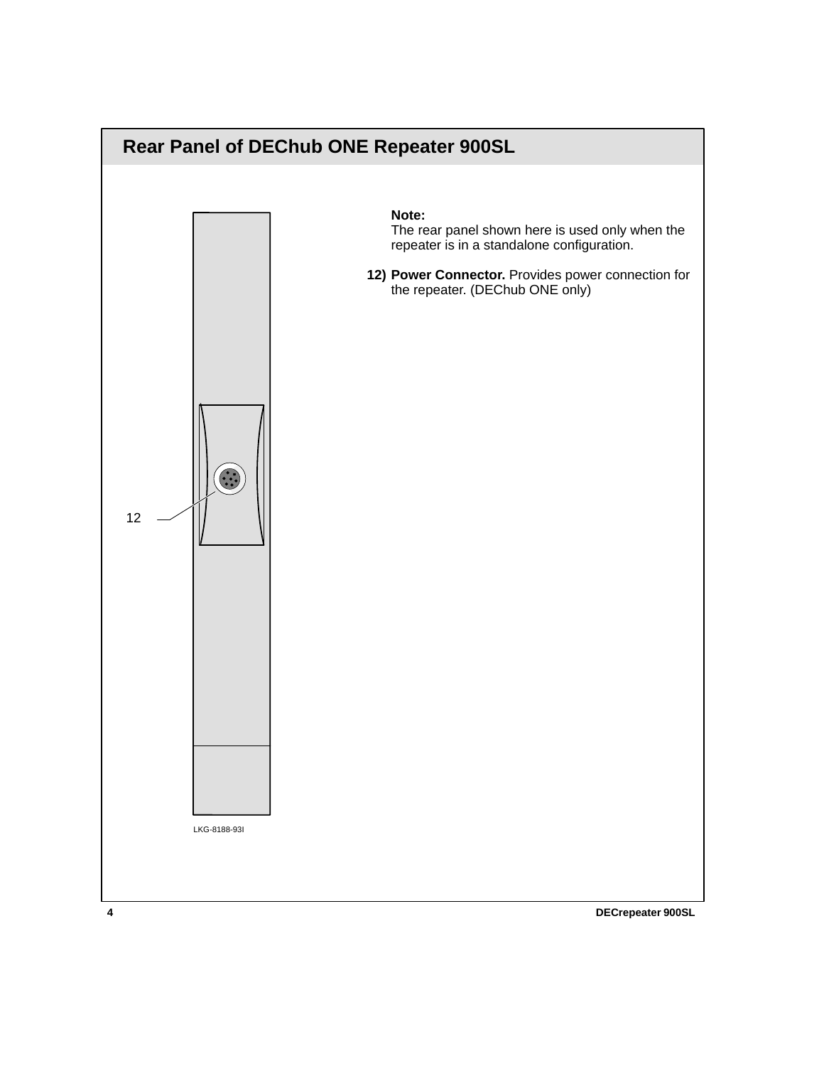## Rear Panel of DEChub ONE Repeater 900SL

12

LKG-8188-93I

**Note:**
The rear panel shown here is used only when the repeater is in a standalone configuration.

**12) Power Connector.** Provides power connection for the repeater. (DEChub ONE only)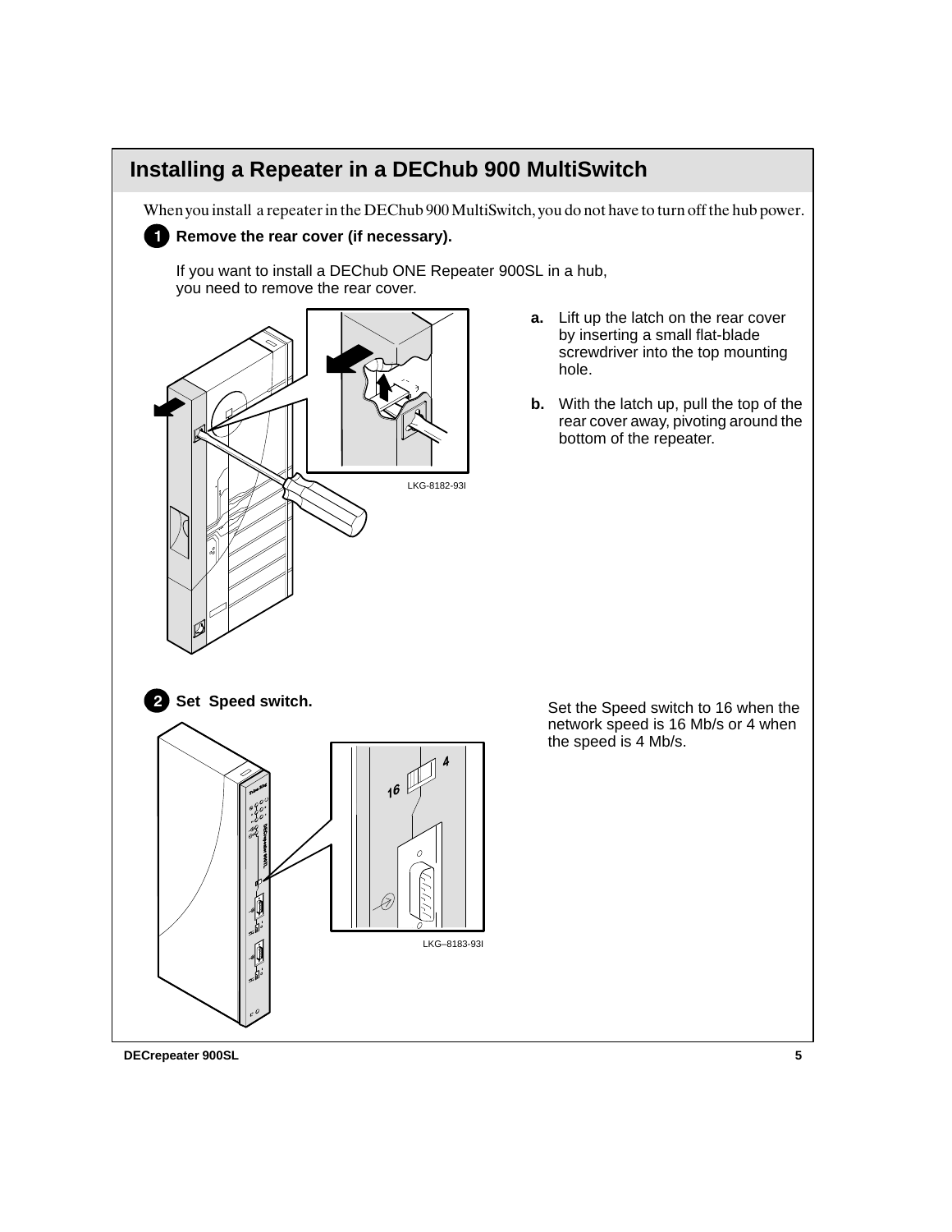# Installing a Repeater in a DEChub 900 MultiSwitch

When you install a repeater in the DEChub 900 MultiSwitch, you do not have to turn off the hub power.

## 1 Remove the rear cover (if necessary).

If you want to install a DEChub ONE Repeater 900SL in a hub, you need to remove the rear cover.

LKG-8182-93I

**a.** Lift up the latch on the rear cover by inserting a small flat-blade screwdriver into the top mounting hole.

**b.** With the latch up, pull the top of the rear cover away, pivoting around the bottom of the repeater.

## 2 Set Speed switch.

LKG–8183-93I

Set the Speed switch to 16 when the network speed is 16 Mb/s or 4 when the speed is 4 Mb/s.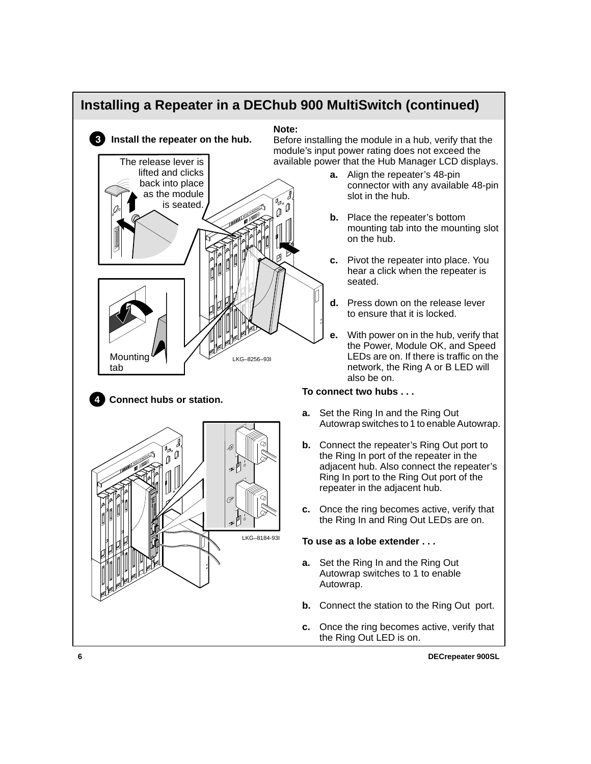## Installing a Repeater in a DEChub 900 MultiSwitch (continued)

### 3 Install the repeater on the hub.

The release lever is lifted and clicks back into place as the module is seated.

Mounting tab

LKG–8256–93I

**Note:**
Before installing the module in a hub, verify that the module's input power rating does not exceed the available power that the Hub Manager LCD displays.

**a.** Align the repeater's 48-pin connector with any available 48-pin slot in the hub.

**b.** Place the repeater's bottom mounting tab into the mounting slot on the hub.

**c.** Pivot the repeater into place. You hear a click when the repeater is seated.

**d.** Press down on the release lever to ensure that it is locked.

**e.** With power on in the hub, verify that the Power, Module OK, and Speed LEDs are on. If there is traffic on the network, the Ring A or B LED will also be on.

### 4 Connect hubs or station.

LKG–8184-93I

**To connect two hubs . . .**

**a.** Set the Ring In and the Ring Out Autowrap switches to 1 to enable Autowrap.

**b.** Connect the repeater's Ring Out port to the Ring In port of the repeater in the adjacent hub. Also connect the repeater's Ring In port to the Ring Out port of the repeater in the adjacent hub.

**c.** Once the ring becomes active, verify that the Ring In and Ring Out LEDs are on.

**To use as a lobe extender . . .**

**a.** Set the Ring In and the Ring Out Autowrap switches to 1 to enable Autowrap.

**b.** Connect the station to the Ring Out port.

**c.** Once the ring becomes active, verify that the Ring Out LED is on.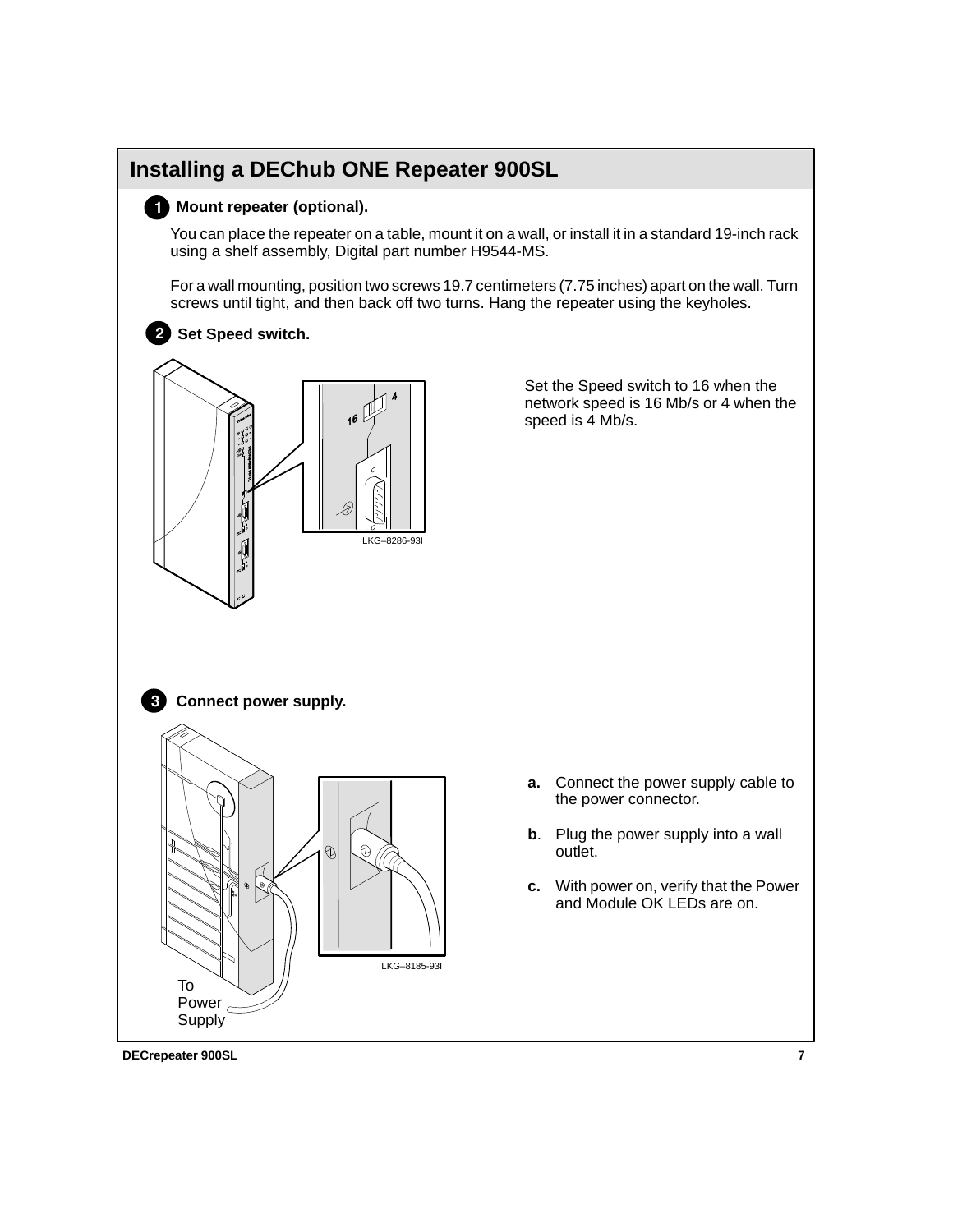# Installing a DEChub ONE Repeater 900SL

**1 Mount repeater (optional).**

You can place the repeater on a table, mount it on a wall, or install it in a standard 19-inch rack using a shelf assembly, Digital part number H9544-MS.

For a wall mounting, position two screws 19.7 centimeters (7.75 inches) apart on the wall. Turn screws until tight, and then back off two turns. Hang the repeater using the keyholes.

**2 Set Speed switch.**

LKG–8286-93I

Set the Speed switch to 16 when the network speed is 16 Mb/s or 4 when the speed is 4 Mb/s.

**3 Connect power supply.**

To Power Supply

LKG–8185-93I

**a.** Connect the power supply cable to the power connector.

**b**. Plug the power supply into a wall outlet.

**c.** With power on, verify that the Power and Module OK LEDs are on.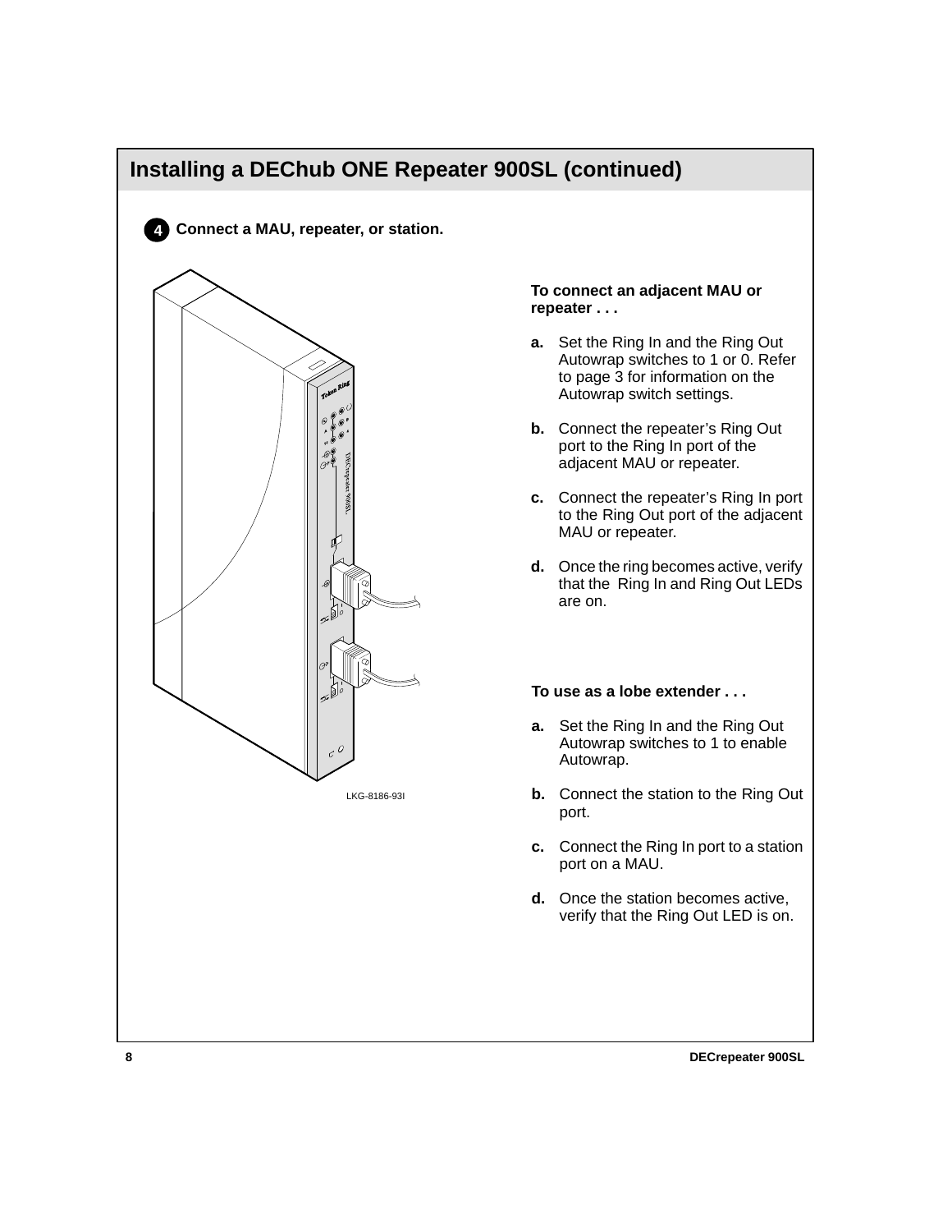## Installing a DEChub ONE Repeater 900SL (continued)

**4** **Connect a MAU, repeater, or station.**

LKG-8186-93I

**To connect an adjacent MAU or repeater . . .**

**a.** Set the Ring In and the Ring Out Autowrap switches to 1 or 0. Refer to page 3 for information on the Autowrap switch settings.

**b.** Connect the repeater's Ring Out port to the Ring In port of the adjacent MAU or repeater.

**c.** Connect the repeater's Ring In port to the Ring Out port of the adjacent MAU or repeater.

**d.** Once the ring becomes active, verify that the Ring In and Ring Out LEDs are on.

**To use as a lobe extender . . .**

**a.** Set the Ring In and the Ring Out Autowrap switches to 1 to enable Autowrap.

**b.** Connect the station to the Ring Out port.

**c.** Connect the Ring In port to a station port on a MAU.

**d.** Once the station becomes active, verify that the Ring Out LED is on.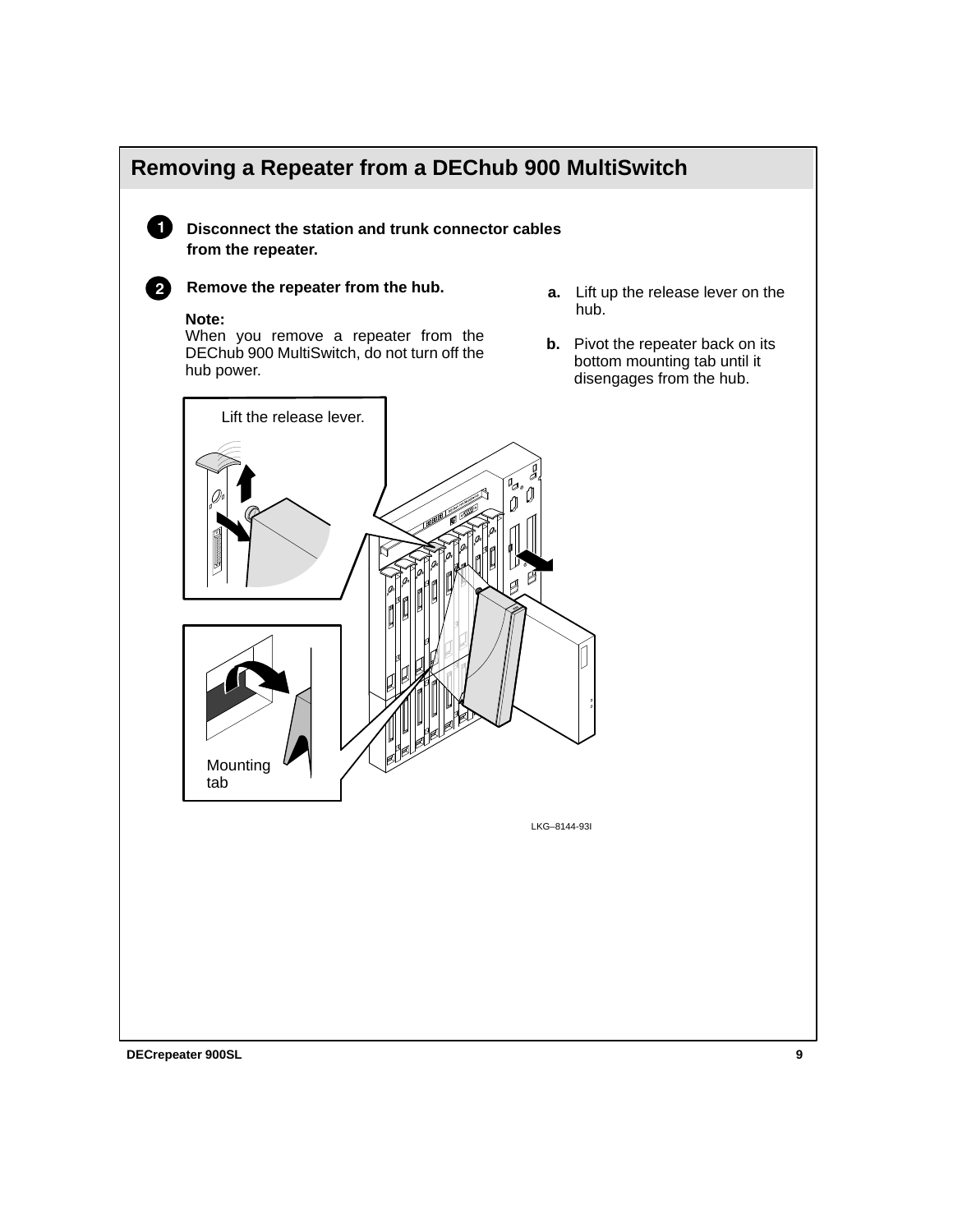## Removing a Repeater from a DEChub 900 MultiSwitch

**1** **Disconnect the station and trunk connector cables from the repeater.**

**2** **Remove the repeater from the hub.**

**Note:**
When you remove a repeater from the DEChub 900 MultiSwitch, do not turn off the hub power.

**a.** Lift up the release lever on the hub.

**b.** Pivot the repeater back on its bottom mounting tab until it disengages from the hub.

Lift the release lever.

Mounting tab

LKG–8144-93I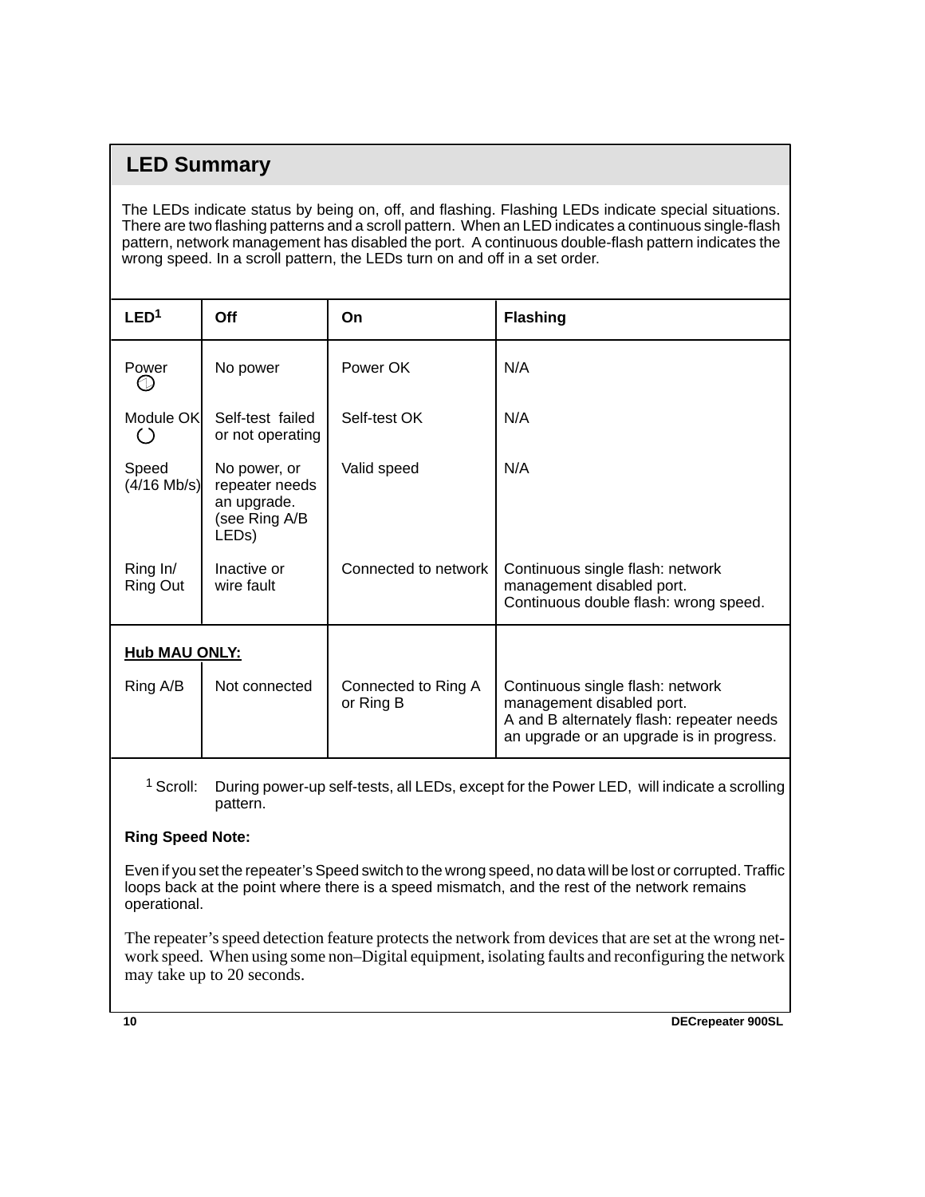## LED Summary

The LEDs indicate status by being on, off, and flashing. Flashing LEDs indicate special situations. There are two flashing patterns and a scroll pattern. When an LED indicates a continuous single-flash pattern, network management has disabled the port. A continuous double-flash pattern indicates the wrong speed. In a scroll pattern, the LEDs turn on and off in a set order.

| LED[1] | Off | On | Flashing |
|---|---|---|---|
| Power | No power | Power OK | N/A |
| Module OK | Self-test failed or not operating | Self-test OK | N/A |
| Speed (4/16 Mb/s) | No power, or repeater needs an upgrade. (see Ring A/B LEDs) | Valid speed | N/A |
| Ring In/ Ring Out | Inactive or wire fault | Connected to network | Continuous single flash: network management disabled port. Continuous double flash: wrong speed. |
| **Hub MAU ONLY:** | | | |
| Ring A/B | Not connected | Connected to Ring A or Ring B | Continuous single flash: network management disabled port. A and B alternately flash: repeater needs an upgrade or an upgrade is in progress. |

[1] Scroll: During power-up self-tests, all LEDs, except for the Power LED, will indicate a scrolling pattern.

**Ring Speed Note:**

Even if you set the repeater's Speed switch to the wrong speed, no data will be lost or corrupted. Traffic loops back at the point where there is a speed mismatch, and the rest of the network remains operational.

The repeater's speed detection feature protects the network from devices that are set at the wrong network speed. When using some non–Digital equipment, isolating faults and reconfiguring the network may take up to 20 seconds.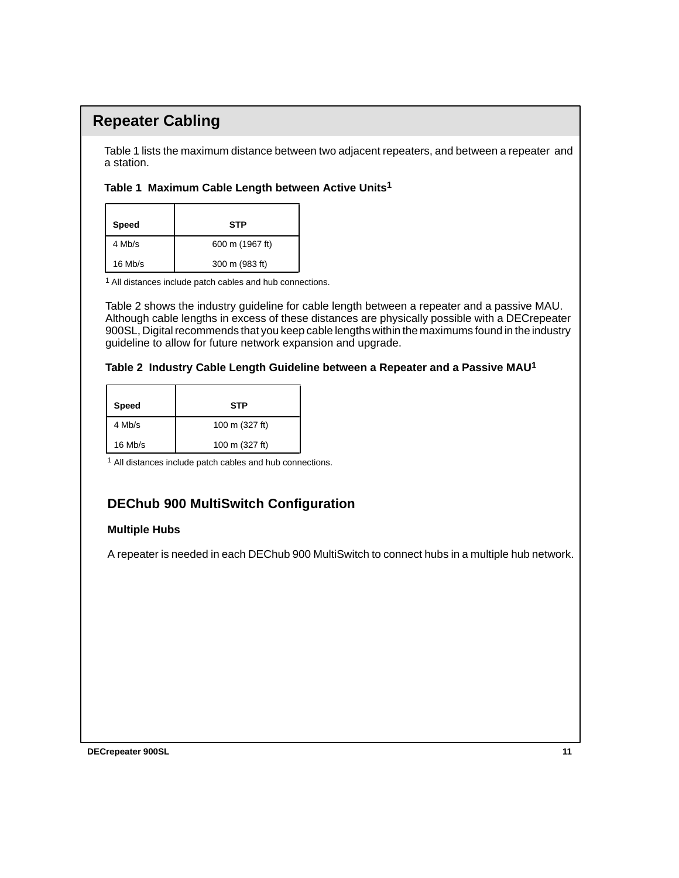## Repeater Cabling

Table 1 lists the maximum distance between two adjacent repeaters, and between a repeater and a station.

**Table 1 Maximum Cable Length between Active Units[1]**

| Speed | STP |
|---|---|
| 4 Mb/s | 600 m (1967 ft) |
| 16 Mb/s | 300 m (983 ft) |

[1] All distances include patch cables and hub connections.

Table 2 shows the industry guideline for cable length between a repeater and a passive MAU. Although cable lengths in excess of these distances are physically possible with a DECrepeater 900SL, Digital recommends that you keep cable lengths within the maximums found in the industry guideline to allow for future network expansion and upgrade.

**Table 2 Industry Cable Length Guideline between a Repeater and a Passive MAU[1]**

| Speed | STP |
|---|---|
| 4 Mb/s | 100 m (327 ft) |
| 16 Mb/s | 100 m (327 ft) |

[1] All distances include patch cables and hub connections.

### DEChub 900 MultiSwitch Configuration

#### Multiple Hubs

A repeater is needed in each DEChub 900 MultiSwitch to connect hubs in a multiple hub network.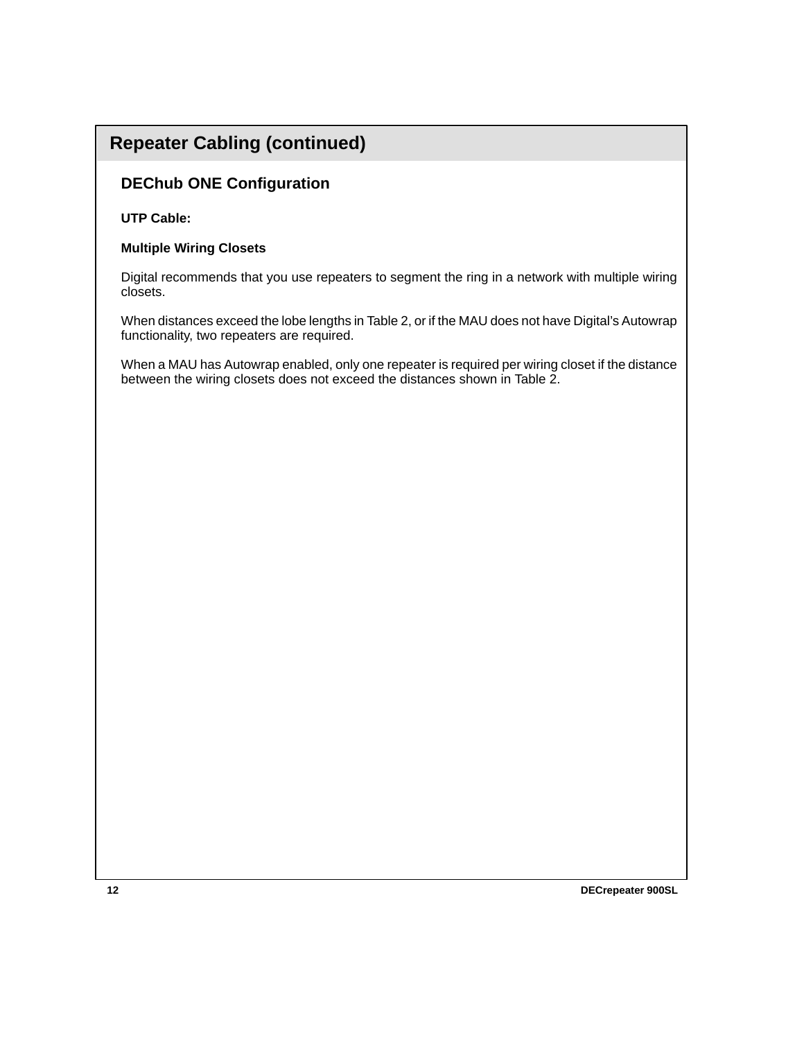## Repeater Cabling (continued)

### DEChub ONE Configuration

**UTP Cable:**

**Multiple Wiring Closets**

Digital recommends that you use repeaters to segment the ring in a network with multiple wiring closets.

When distances exceed the lobe lengths in Table 2, or if the MAU does not have Digital's Autowrap functionality, two repeaters are required.

When a MAU has Autowrap enabled, only one repeater is required per wiring closet if the distance between the wiring closets does not exceed the distances shown in Table 2.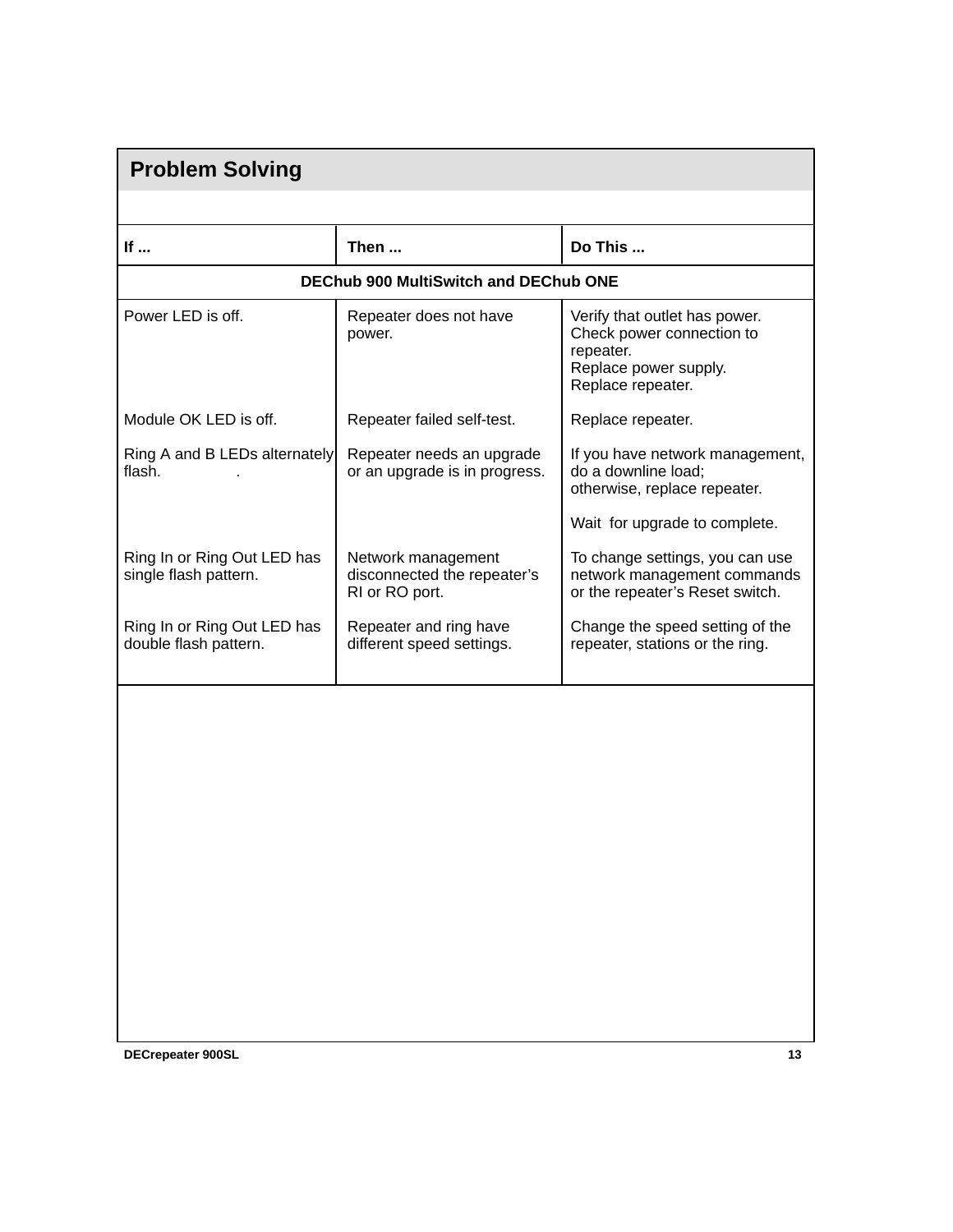## Problem Solving

| If ... | Then ... | Do This ... |
|---|---|---|
| **DEChub 900 MultiSwitch and DEChub ONE** | | |
| Power LED is off. | Repeater does not have power. | Verify that outlet has power.<br>Check power connection to repeater.<br>Replace power supply.<br>Replace repeater. |
| Module OK LED is off. | Repeater failed self-test. | Replace repeater. |
| Ring A and B LEDs alternately flash. | Repeater needs an upgrade or an upgrade is in progress. | If you have network management, do a downline load; otherwise, replace repeater.<br><br>Wait for upgrade to complete. |
| Ring In or Ring Out LED has single flash pattern. | Network management disconnected the repeater's RI or RO port. | To change settings, you can use network management commands or the repeater's Reset switch. |
| Ring In or Ring Out LED has double flash pattern. | Repeater and ring have different speed settings. | Change the speed setting of the repeater, stations or the ring. |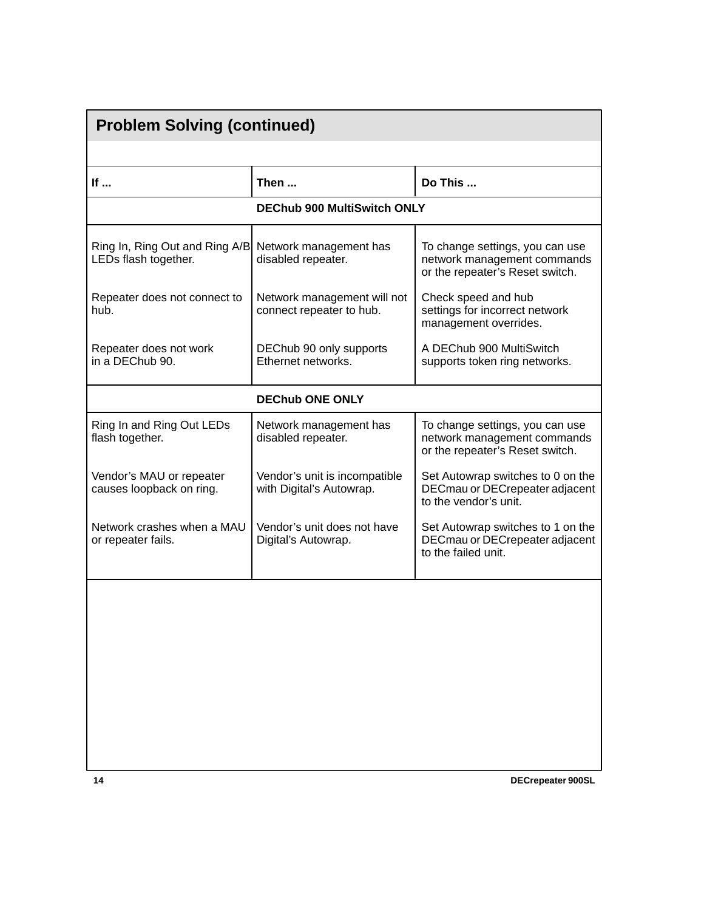## Problem Solving (continued)

| If ... | Then ... | Do This ... |
|---|---|---|
| **DEChub 900 MultiSwitch ONLY** | | |
| Ring In, Ring Out and Ring A/B LEDs flash together. | Network management has disabled repeater. | To change settings, you can use network management commands or the repeater's Reset switch. |
| Repeater does not connect to hub. | Network management will not connect repeater to hub. | Check speed and hub settings for incorrect network management overrides. |
| Repeater does not work in a DEChub 90. | DEChub 90 only supports Ethernet networks. | A DEChub 900 MultiSwitch supports token ring networks. |
| **DEChub ONE ONLY** | | |
| Ring In and Ring Out LEDs flash together. | Network management has disabled repeater. | To change settings, you can use network management commands or the repeater's Reset switch. |
| Vendor's MAU or repeater causes loopback on ring. | Vendor's unit is incompatible with Digital's Autowrap. | Set Autowrap switches to 0 on the DECmau or DECrepeater adjacent to the vendor's unit. |
| Network crashes when a MAU or repeater fails. | Vendor's unit does not have Digital's Autowrap. | Set Autowrap switches to 1 on the DECmau or DECrepeater adjacent to the failed unit. |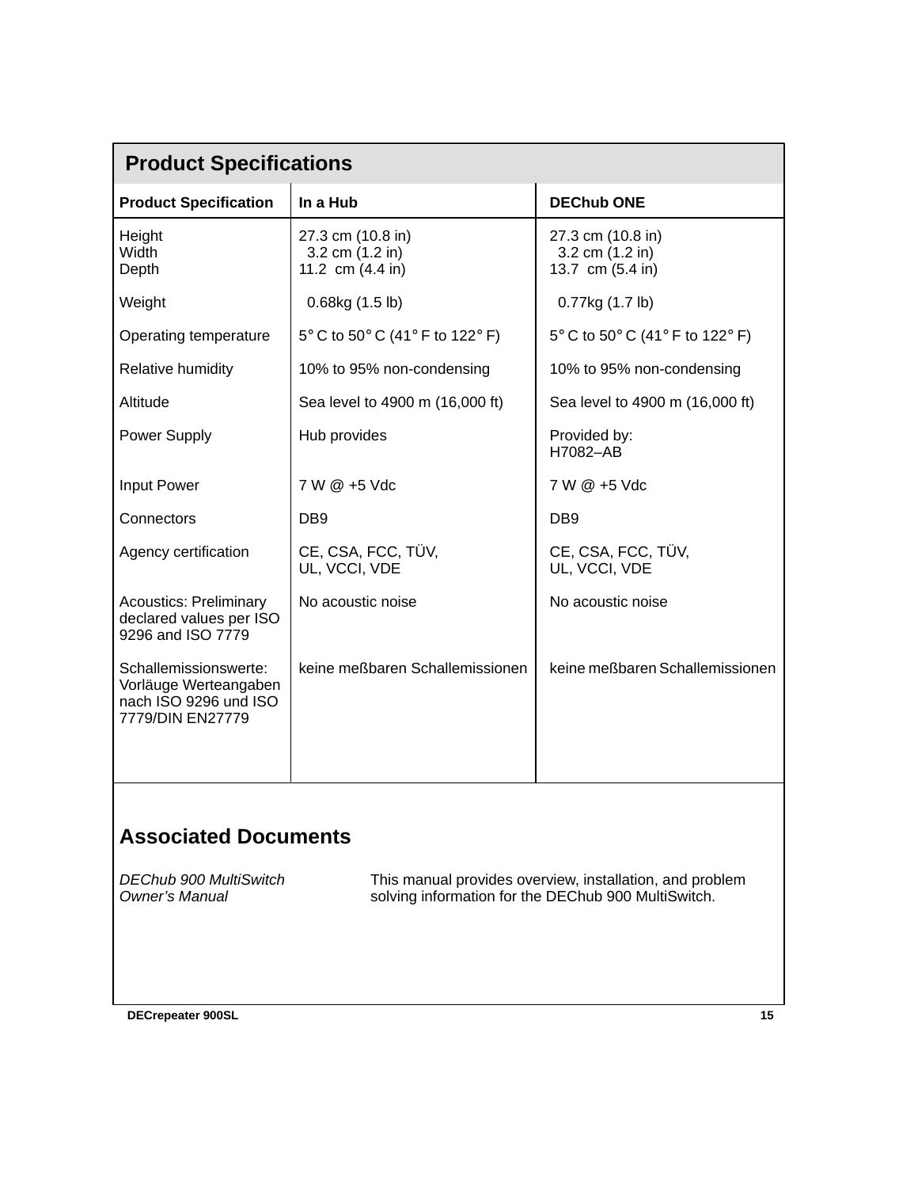## Product Specifications

| Product Specification | In a Hub | DEChub ONE |
|---|---|---|
| Height<br>Width<br>Depth | 27.3 cm (10.8 in)<br>3.2 cm (1.2 in)<br>11.2 cm (4.4 in) | 27.3 cm (10.8 in)<br>3.2 cm (1.2 in)<br>13.7 cm (5.4 in) |
| Weight | 0.68kg (1.5 lb) | 0.77kg (1.7 lb) |
| Operating temperature | 5° C to 50° C (41° F to 122° F) | 5° C to 50° C (41° F to 122° F) |
| Relative humidity | 10% to 95% non-condensing | 10% to 95% non-condensing |
| Altitude | Sea level to 4900 m (16,000 ft) | Sea level to 4900 m (16,000 ft) |
| Power Supply | Hub provides | Provided by:<br>H7082–AB |
| Input Power | 7 W @ +5 Vdc | 7 W @ +5 Vdc |
| Connectors | DB9 | DB9 |
| Agency certification | CE, CSA, FCC, TÜV,<br>UL, VCCI, VDE | CE, CSA, FCC, TÜV,<br>UL, VCCI, VDE |
| Acoustics: Preliminary declared values per ISO 9296 and ISO 7779 | No acoustic noise | No acoustic noise |
| Schallemissionswerte: Vorläuge Werteangaben nach ISO 9296 und ISO 7779/DIN EN27779 | keine meßbaren Schallemissionen | keine meßbaren Schallemissionen |

## Associated Documents

*DEChub 900 MultiSwitch Owner's Manual* — This manual provides overview, installation, and problem solving information for the DEChub 900 MultiSwitch.